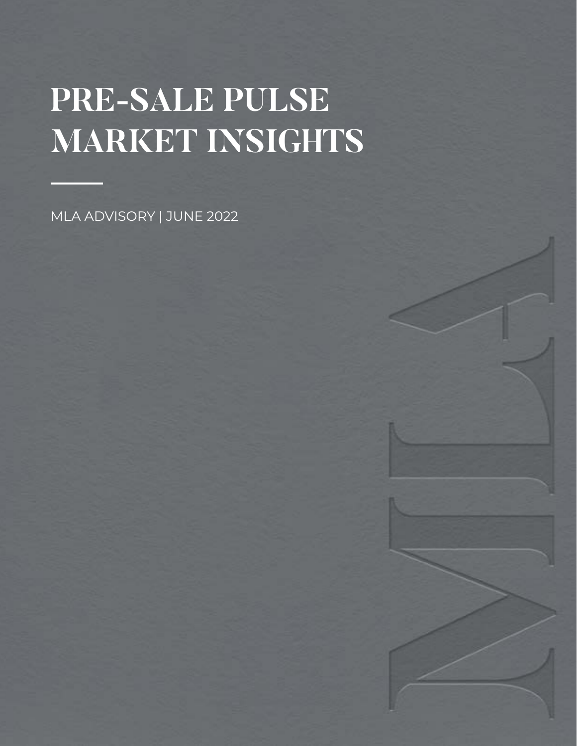# PRE-SALE PULSE MARKET INSIGHTS

MLA ADVISORY | JUNE 2022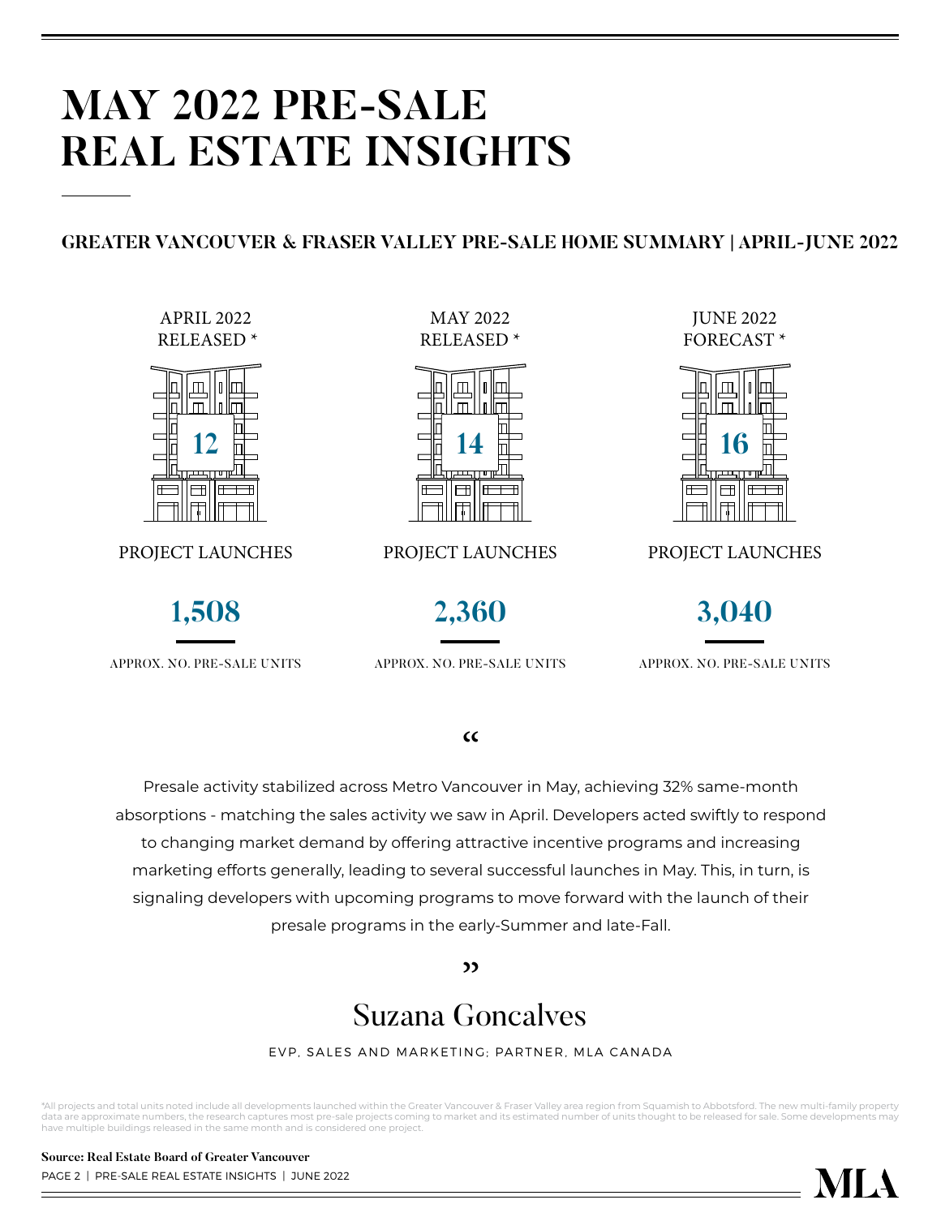# MAY 2022 PRE-SALE REAL ESTATE INSIGHTS

## GREATER VANCOUVER & FRASER VALLEY PRE-SALE HOME SUMMARY | APRIL-JUNE 2022

| APRIL 2022 RELEASED * | MAY 2022 RELEASED * | JUNE 2022 FORECAST * |
|---|---|---|
| **12** | **14** | **16** |
| PROJECT LAUNCHES | PROJECT LAUNCHES | PROJECT LAUNCHES |
| **1,508** | **2,360** | **3,040** |
| APPROX. NO. PRE-SALE UNITS | APPROX. NO. PRE-SALE UNITS | APPROX. NO. PRE-SALE UNITS |

"

Presale activity stabilized across Metro Vancouver in May, achieving 32% same-month absorptions - matching the sales activity we saw in April. Developers acted swiftly to respond to changing market demand by offering attractive incentive programs and increasing marketing efforts generally, leading to several successful launches in May. This, in turn, is signaling developers with upcoming programs to move forward with the launch of their presale programs in the early-Summer and late-Fall.

"

Suzana Goncalves

EVP, SALES AND MARKETING; PARTNER, MLA CANADA

*All projects and total units noted include all developments launched within the Greater Vancouver & Fraser Valley area region from Squamish to Abbotsford. The new multi-family property data are approximate numbers, the research captures most pre-sale projects coming to market and its estimated number of units thought to be released for sale. Some developments may have multiple buildings released in the same month and is considered one project.

**Source: Real Estate Board of Greater Vancouver**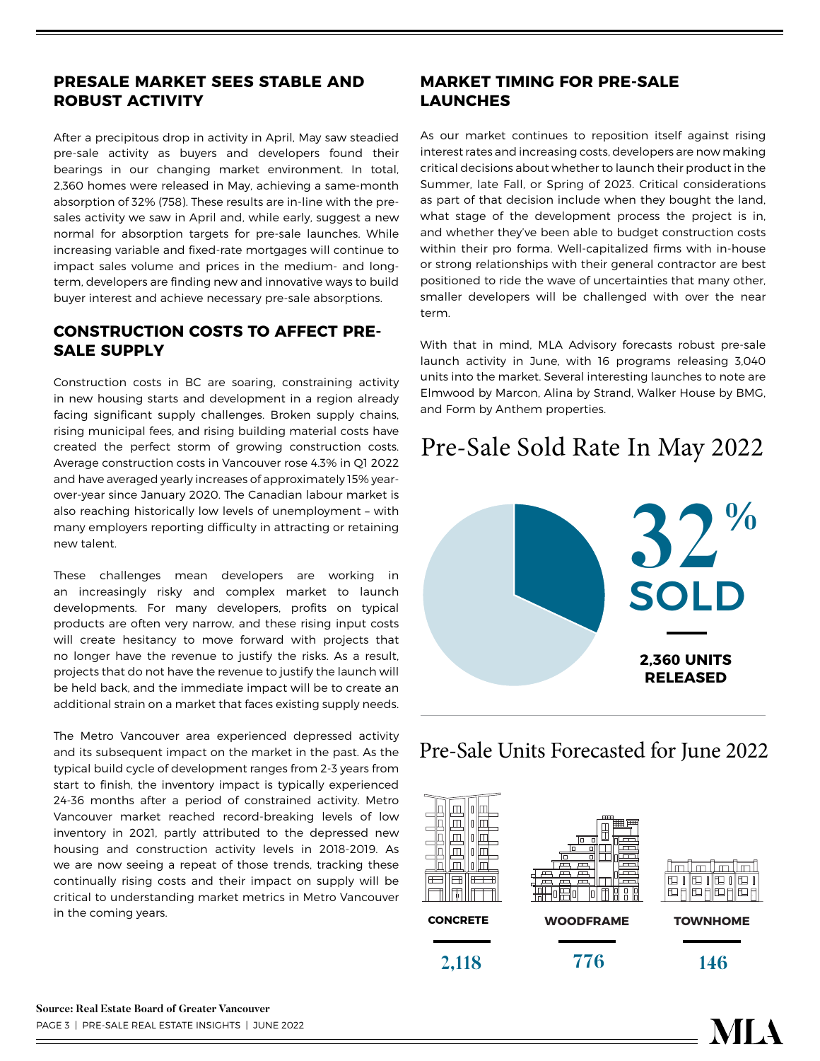## PRESALE MARKET SEES STABLE AND ROBUST ACTIVITY

After a precipitous drop in activity in April, May saw steadied pre-sale activity as buyers and developers found their bearings in our changing market environment. In total, 2,360 homes were released in May, achieving a same-month absorption of 32% (758). These results are in-line with the pre-sales activity we saw in April and, while early, suggest a new normal for absorption targets for pre-sale launches. While increasing variable and fixed-rate mortgages will continue to impact sales volume and prices in the medium- and long-term, developers are finding new and innovative ways to build buyer interest and achieve necessary pre-sale absorptions.

## CONSTRUCTION COSTS TO AFFECT PRE-SALE SUPPLY

Construction costs in BC are soaring, constraining activity in new housing starts and development in a region already facing significant supply challenges. Broken supply chains, rising municipal fees, and rising building material costs have created the perfect storm of growing construction costs. Average construction costs in Vancouver rose 4.3% in Q1 2022 and have averaged yearly increases of approximately 15% year-over-year since January 2020. The Canadian labour market is also reaching historically low levels of unemployment – with many employers reporting difficulty in attracting or retaining new talent.

These challenges mean developers are working in an increasingly risky and complex market to launch developments. For many developers, profits on typical products are often very narrow, and these rising input costs will create hesitancy to move forward with projects that no longer have the revenue to justify the risks. As a result, projects that do not have the revenue to justify the launch will be held back, and the immediate impact will be to create an additional strain on a market that faces existing supply needs.

The Metro Vancouver area experienced depressed activity and its subsequent impact on the market in the past. As the typical build cycle of development ranges from 2-3 years from start to finish, the inventory impact is typically experienced 24-36 months after a period of constrained activity. Metro Vancouver market reached record-breaking levels of low inventory in 2021, partly attributed to the depressed new housing and construction activity levels in 2018-2019. As we are now seeing a repeat of those trends, tracking these continually rising costs and their impact on supply will be critical to understanding market metrics in Metro Vancouver in the coming years.

## MARKET TIMING FOR PRE-SALE LAUNCHES

As our market continues to reposition itself against rising interest rates and increasing costs, developers are now making critical decisions about whether to launch their product in the Summer, late Fall, or Spring of 2023. Critical considerations as part of that decision include when they bought the land, what stage of the development process the project is in, and whether they've been able to budget construction costs within their pro forma. Well-capitalized firms with in-house or strong relationships with their general contractor are best positioned to ride the wave of uncertainties that many other, smaller developers will be challenged with over the near term.

With that in mind, MLA Advisory forecasts robust pre-sale launch activity in June, with 16 programs releasing 3,040 units into the market. Several interesting launches to note are Elmwood by Marcon, Alina by Strand, Walker House by BMG, and Form by Anthem properties.

## Pre-Sale Sold Rate In May 2022

**32% SOLD**

**2,360 UNITS RELEASED**

## Pre-Sale Units Forecasted for June 2022

| CONCRETE | WOODFRAME | TOWNHOME |
|---|---|---|
| 2,118 | 776 | 146 |

**Source: Real Estate Board of Greater Vancouver**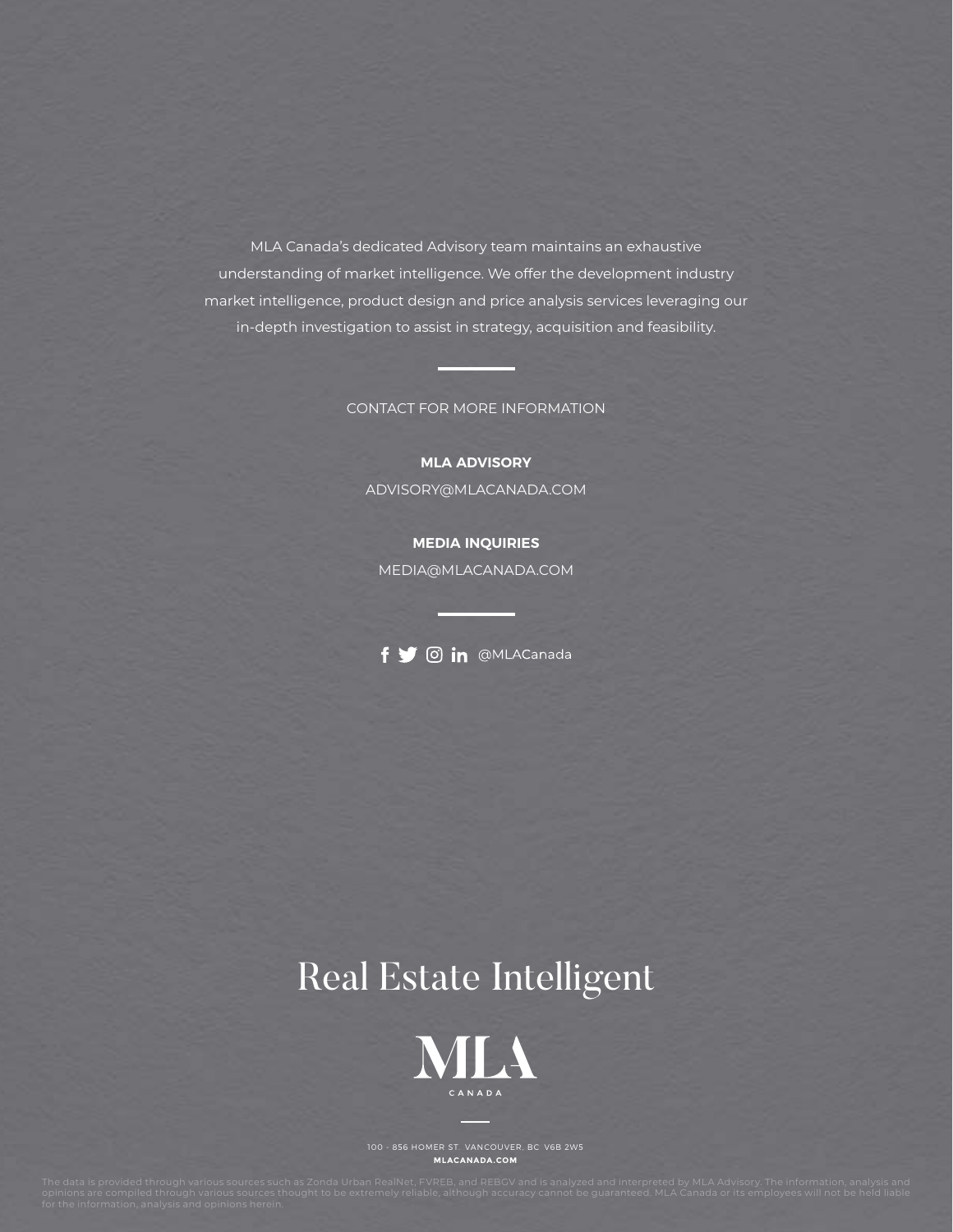MLA Canada's dedicated Advisory team maintains an exhaustive understanding of market intelligence. We offer the development industry market intelligence, product design and price analysis services leveraging our in-depth investigation to assist in strategy, acquisition and feasibility.

CONTACT FOR MORE INFORMATION

**MLA ADVISORY**

ADVISORY@MLACANADA.COM

**MEDIA INQUIRIES**

MEDIA@MLACANADA.COM

@MLACanada

Real Estate Intelligent

MLA

CANADA

100 - 856 HOMER ST. VANCOUVER, BC V6B 2W5

**MLACANADA.COM**

The data is provided through various sources such as Zonda Urban RealNet, FVREB, and REBGV and is analyzed and interpreted by MLA Advisory. The information, analysis and opinions are compiled through various sources thought to be extremely reliable, although accuracy cannot be guaranteed. MLA Canada or its employees will not be held liable for the information, analysis and opinions herein.